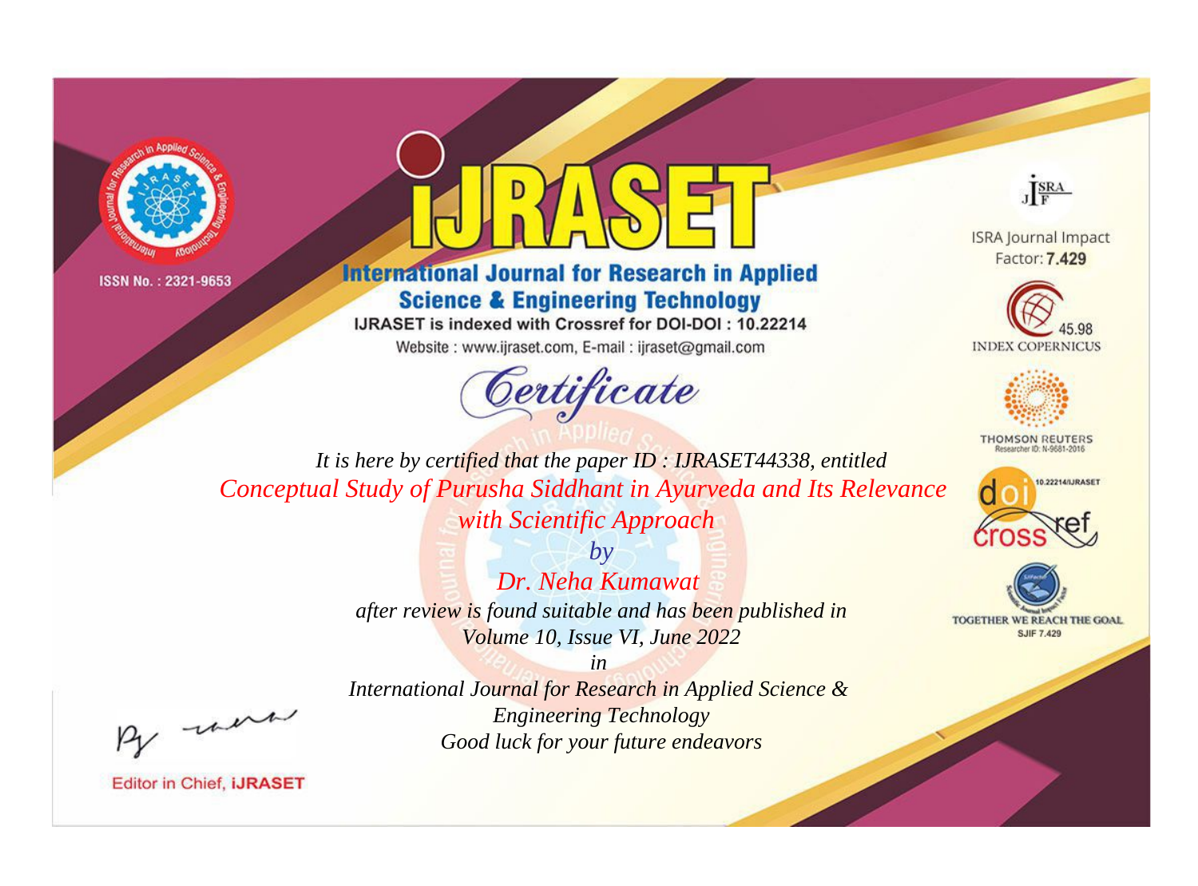ISSN No. : 2321-9653

# IJRASET

## International Journal for Research in Applied Science & Engineering Technology

IJRASET is indexed with Crossref for DOI-DOI : 10.22214

Website : www.ijraset.com, E-mail : ijraset@gmail.com

ISRA Journal Impact Factor: **7.429**

45.98 INDEX COPERNICUS

THOMSON REUTERS Researcher ID: N-9681-2016

10.22214/IJRASET

TOGETHER WE REACH THE GOAL SJIF 7.429

# *Certificate*

*It is here by certified that the paper ID : IJRASET44338, entitled*

*Conceptual Study of Purusha Siddhant in Ayurveda and Its Relevance with Scientific Approach*

*by*

*Dr. Neha Kumawat*

*after review is found suitable and has been published in*

*Volume 10, Issue VI, June 2022*

*in*

*International Journal for Research in Applied Science & Engineering Technology*

*Good luck for your future endeavors*

Editor in Chief, **iJRASET**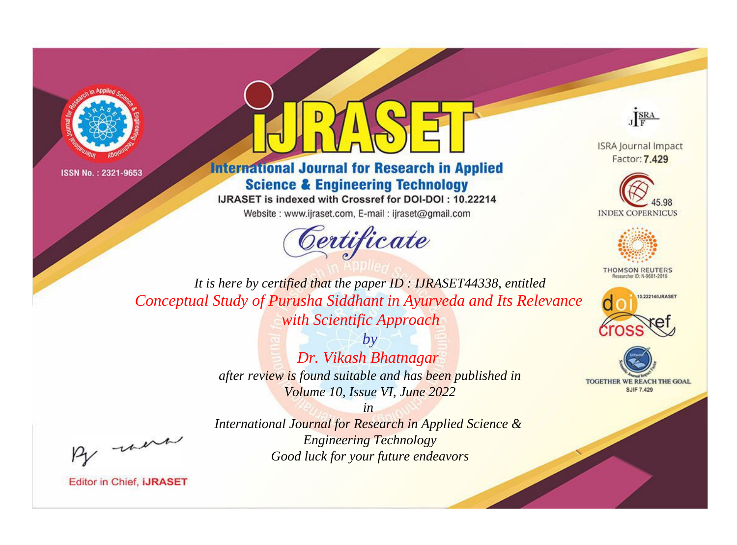ISSN No. : 2321-9653

# iJRASET

## International Journal for Research in Applied Science & Engineering Technology

IJRASET is indexed with Crossref for DOI-DOI : 10.22214

Website : www.ijraset.com, E-mail : ijraset@gmail.com

ISRA Journal Impact Factor: **7.429**

45.98 INDEX COPERNICUS

THOMSON REUTERS Researcher ID: N-9681-2016

10.22214/IJRASET

TOGETHER WE REACH THE GOAL SJIF 7.429

# *Certificate*

*It is here by certified that the paper ID : IJRASET44338, entitled*

*Conceptual Study of Purusha Siddhant in Ayurveda and Its Relevance with Scientific Approach*

*by*

*Dr. Vikash Bhatnagar*

*after review is found suitable and has been published in*

*Volume 10, Issue VI, June 2022*

*in*

*International Journal for Research in Applied Science & Engineering Technology*

*Good luck for your future endeavors*

Editor in Chief, **iJRASET**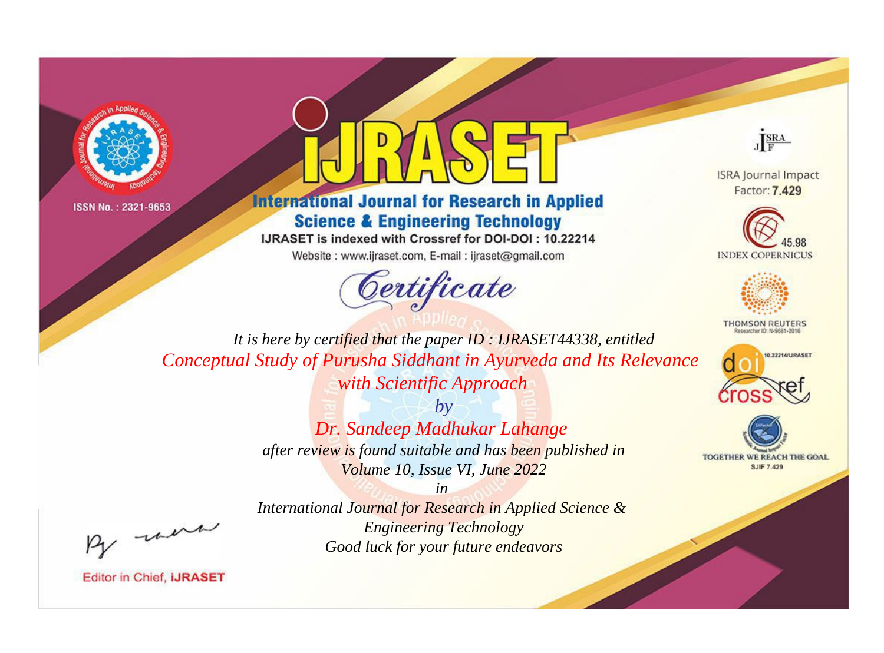ISSN No. : 2321-9653

# iJRASET

## International Journal for Research in Applied Science & Engineering Technology

IJRASET is indexed with Crossref for DOI-DOI : 10.22214

Website : www.ijraset.com, E-mail : ijraset@gmail.com

ISRA Journal Impact Factor: **7.429**

45.98 INDEX COPERNICUS

THOMSON REUTERS Researcher ID: N-9681-2016

10.22214/IJRASET

TOGETHER WE REACH THE GOAL SJIF 7.429

*Certificate*

*It is here by certified that the paper ID : IJRASET44338, entitled*

*Conceptual Study of Purusha Siddhant in Ayurveda and Its Relevance with Scientific Approach*

*by*

*Dr. Sandeep Madhukar Lahange*

*after review is found suitable and has been published in*

*Volume 10, Issue VI, June 2022*

*in*

*International Journal for Research in Applied Science & Engineering Technology*

*Good luck for your future endeavors*

Editor in Chief, **iJRASET**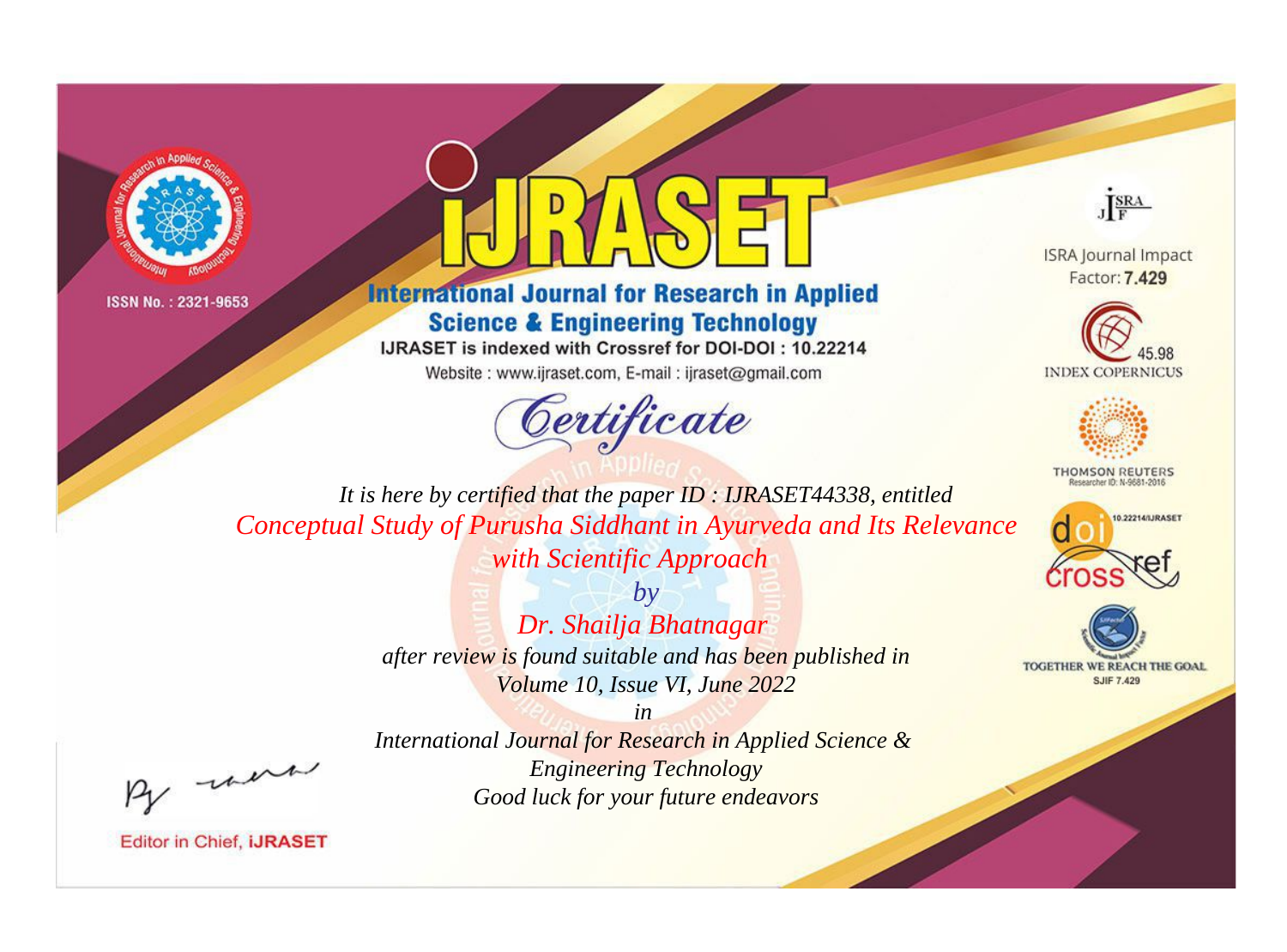ISSN No. : 2321-9653

# iJRASET

## International Journal for Research in Applied Science & Engineering Technology

IJRASET is indexed with Crossref for DOI-DOI : 10.22214

Website : www.ijraset.com, E-mail : ijraset@gmail.com

*Certificate*

*It is here by certified that the paper ID : IJRASET44338, entitled*

*Conceptual Study of Purusha Siddhant in Ayurveda and Its Relevance with Scientific Approach*

*by*

*Dr. Shailja Bhatnagar*

*after review is found suitable and has been published in*

*Volume 10, Issue VI, June 2022*

*in*

*International Journal for Research in Applied Science & Engineering Technology*

*Good luck for your future endeavors*

Editor in Chief, iJRASET

ISRA Journal Impact Factor: **7.429**

45.98 INDEX COPERNICUS

THOMSON REUTERS Researcher ID: N-9681-2016

10.22214/IJRASET

TOGETHER WE REACH THE GOAL SJIF 7.429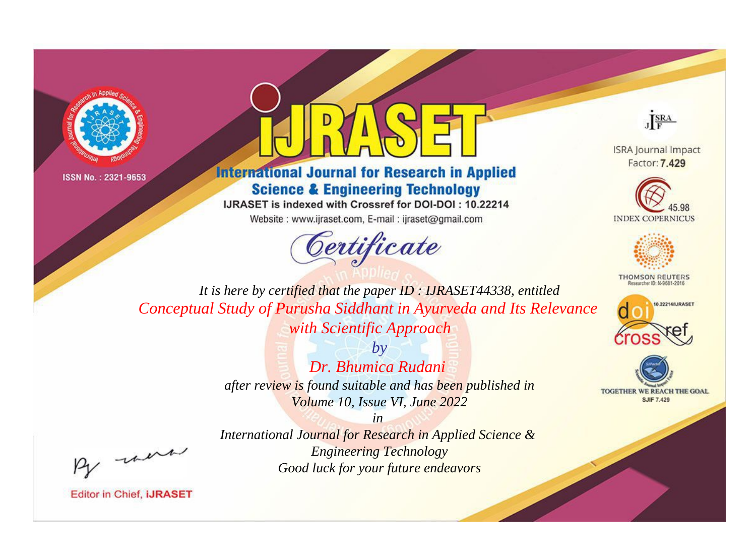ISSN No. : 2321-9653

# IJRASET

## International Journal for Research in Applied Science & Engineering Technology

IJRASET is indexed with Crossref for DOI-DOI : 10.22214

Website : www.ijraset.com, E-mail : ijraset@gmail.com

*Certificate*

ISRA Journal Impact Factor: **7.429**

45.98 INDEX COPERNICUS

THOMSON REUTERS Researcher ID: N-9681-2016

10.22214/IJRASET

TOGETHER WE REACH THE GOAL SJIF 7.429

*It is here by certified that the paper ID : IJRASET44338, entitled*

*Conceptual Study of Purusha Siddhant in Ayurveda and Its Relevance with Scientific Approach*

*by*

*Dr. Bhumica Rudani*

*after review is found suitable and has been published in*

*Volume 10, Issue VI, June 2022*

*in*

*International Journal for Research in Applied Science & Engineering Technology*

*Good luck for your future endeavors*

Editor in Chief, **iJRASET**